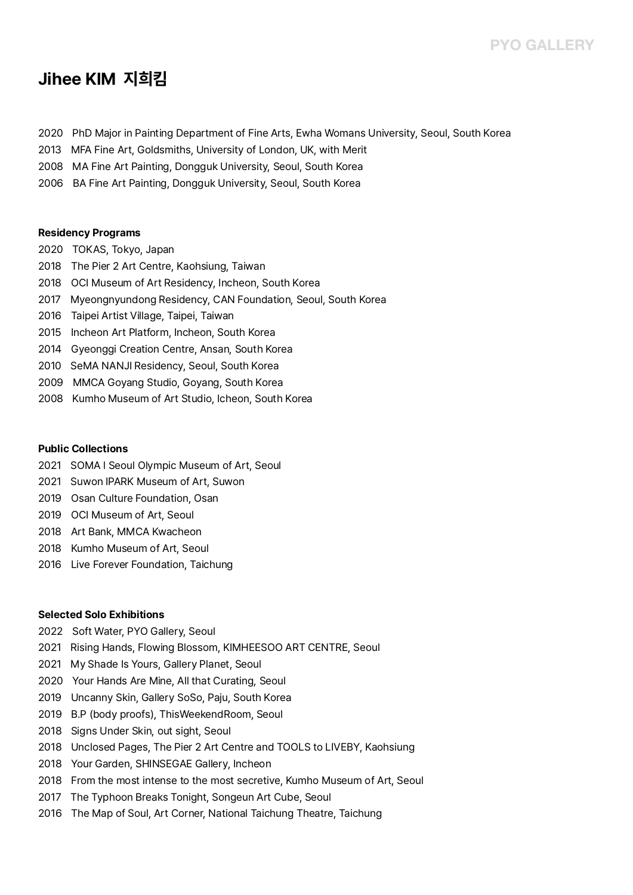# Jihee KIM 지희킴

2020 PhD Major in Painting Department of Fine Arts, Ewha Womans University, Seoul, South Korea
2013 MFA Fine Art, Goldsmiths, University of London, UK, with Merit
2008 MA Fine Art Painting, Dongguk University, Seoul, South Korea
2006 BA Fine Art Painting, Dongguk University, Seoul, South Korea

**Residency Programs**

2020 TOKAS, Tokyo, Japan
2018 The Pier 2 Art Centre, Kaohsiung, Taiwan
2018 OCI Museum of Art Residency, Incheon, South Korea
2017 Myeongnyundong Residency, CAN Foundation, Seoul, South Korea
2016 Taipei Artist Village, Taipei, Taiwan
2015 Incheon Art Platform, Incheon, South Korea
2014 Gyeonggi Creation Centre, Ansan, South Korea
2010 SeMA NANJI Residency, Seoul, South Korea
2009 MMCA Goyang Studio, Goyang, South Korea
2008 Kumho Museum of Art Studio, Icheon, South Korea

**Public Collections**

2021 SOMA I Seoul Olympic Museum of Art, Seoul
2021 Suwon IPARK Museum of Art, Suwon
2019 Osan Culture Foundation, Osan
2019 OCI Museum of Art, Seoul
2018 Art Bank, MMCA Kwacheon
2018 Kumho Museum of Art, Seoul
2016 Live Forever Foundation, Taichung

**Selected Solo Exhibitions**

2022 Soft Water, PYO Gallery, Seoul
2021 Rising Hands, Flowing Blossom, KIMHEESOO ART CENTRE, Seoul
2021 My Shade Is Yours, Gallery Planet, Seoul
2020 Your Hands Are Mine, All that Curating, Seoul
2019 Uncanny Skin, Gallery SoSo, Paju, South Korea
2019 B.P (body proofs), ThisWeekendRoom, Seoul
2018 Signs Under Skin, out sight, Seoul
2018 Unclosed Pages, The Pier 2 Art Centre and TOOLS to LIVEBY, Kaohsiung
2018 Your Garden, SHINSEGAE Gallery, Incheon
2018 From the most intense to the most secretive, Kumho Museum of Art, Seoul
2017 The Typhoon Breaks Tonight, Songeun Art Cube, Seoul
2016 The Map of Soul, Art Corner, National Taichung Theatre, Taichung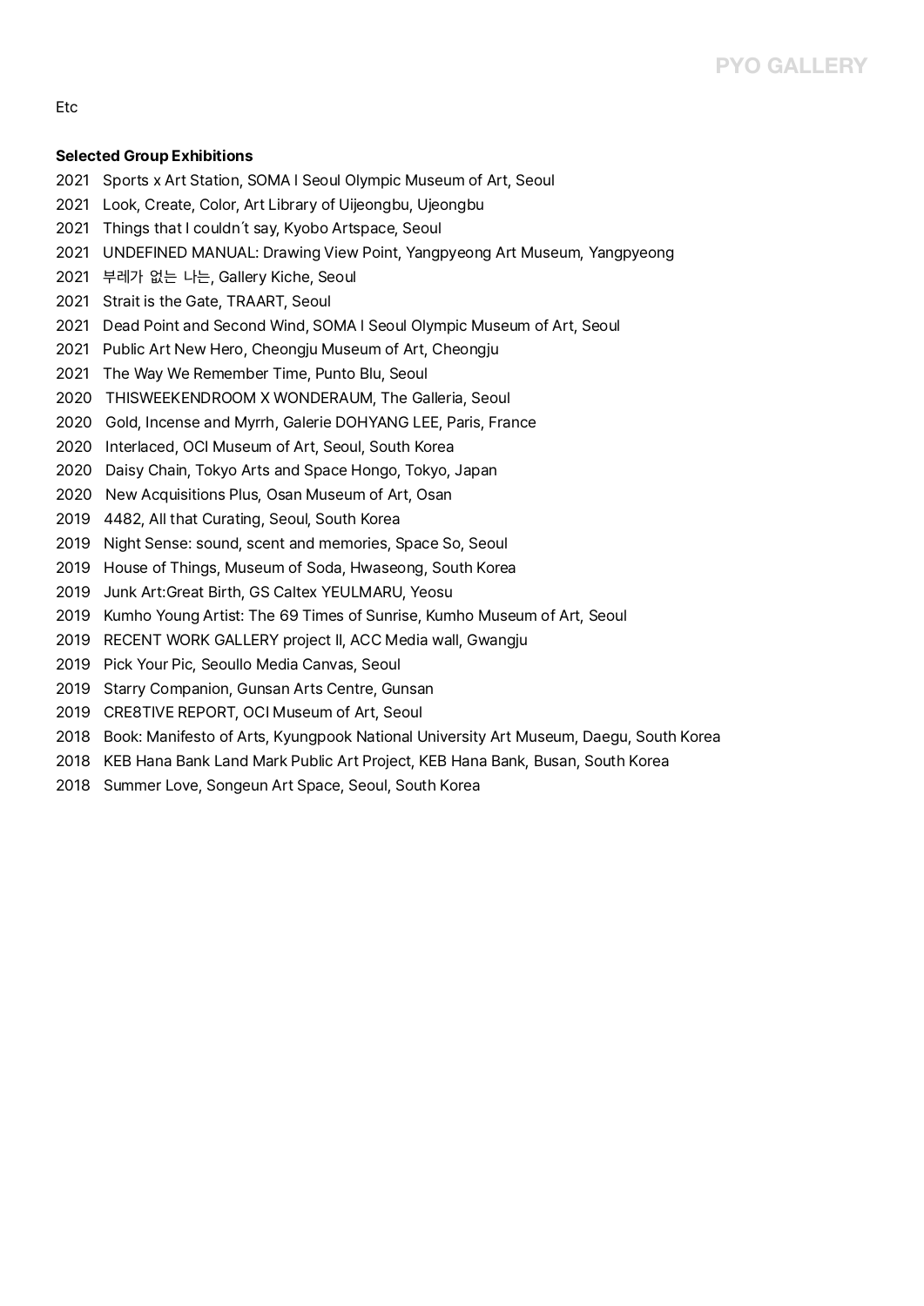Etc

**Selected Group Exhibitions**

2021 Sports x Art Station, SOMA I Seoul Olympic Museum of Art, Seoul
2021 Look, Create, Color, Art Library of Uijeongbu, Ujeongbu
2021 Things that I couldn´t say, Kyobo Artspace, Seoul
2021 UNDEFINED MANUAL: Drawing View Point, Yangpyeong Art Museum, Yangpyeong
2021 부레가 없는 나는, Gallery Kiche, Seoul
2021 Strait is the Gate, TRAART, Seoul
2021 Dead Point and Second Wind, SOMA I Seoul Olympic Museum of Art, Seoul
2021 Public Art New Hero, Cheongju Museum of Art, Cheongju
2021 The Way We Remember Time, Punto Blu, Seoul
2020 THISWEEKENDROOM X WONDERAUM, The Galleria, Seoul
2020 Gold, Incense and Myrrh, Galerie DOHYANG LEE, Paris, France
2020 Interlaced, OCI Museum of Art, Seoul, South Korea
2020 Daisy Chain, Tokyo Arts and Space Hongo, Tokyo, Japan
2020 New Acquisitions Plus, Osan Museum of Art, Osan
2019 4482, All that Curating, Seoul, South Korea
2019 Night Sense: sound, scent and memories, Space So, Seoul
2019 House of Things, Museum of Soda, Hwaseong, South Korea
2019 Junk Art:Great Birth, GS Caltex YEULMARU, Yeosu
2019 Kumho Young Artist: The 69 Times of Sunrise, Kumho Museum of Art, Seoul
2019 RECENT WORK GALLERY project II, ACC Media wall, Gwangju
2019 Pick Your Pic, Seoullo Media Canvas, Seoul
2019 Starry Companion, Gunsan Arts Centre, Gunsan
2019 CRE8TIVE REPORT, OCI Museum of Art, Seoul
2018 Book: Manifesto of Arts, Kyungpook National University Art Museum, Daegu, South Korea
2018 KEB Hana Bank Land Mark Public Art Project, KEB Hana Bank, Busan, South Korea
2018 Summer Love, Songeun Art Space, Seoul, South Korea